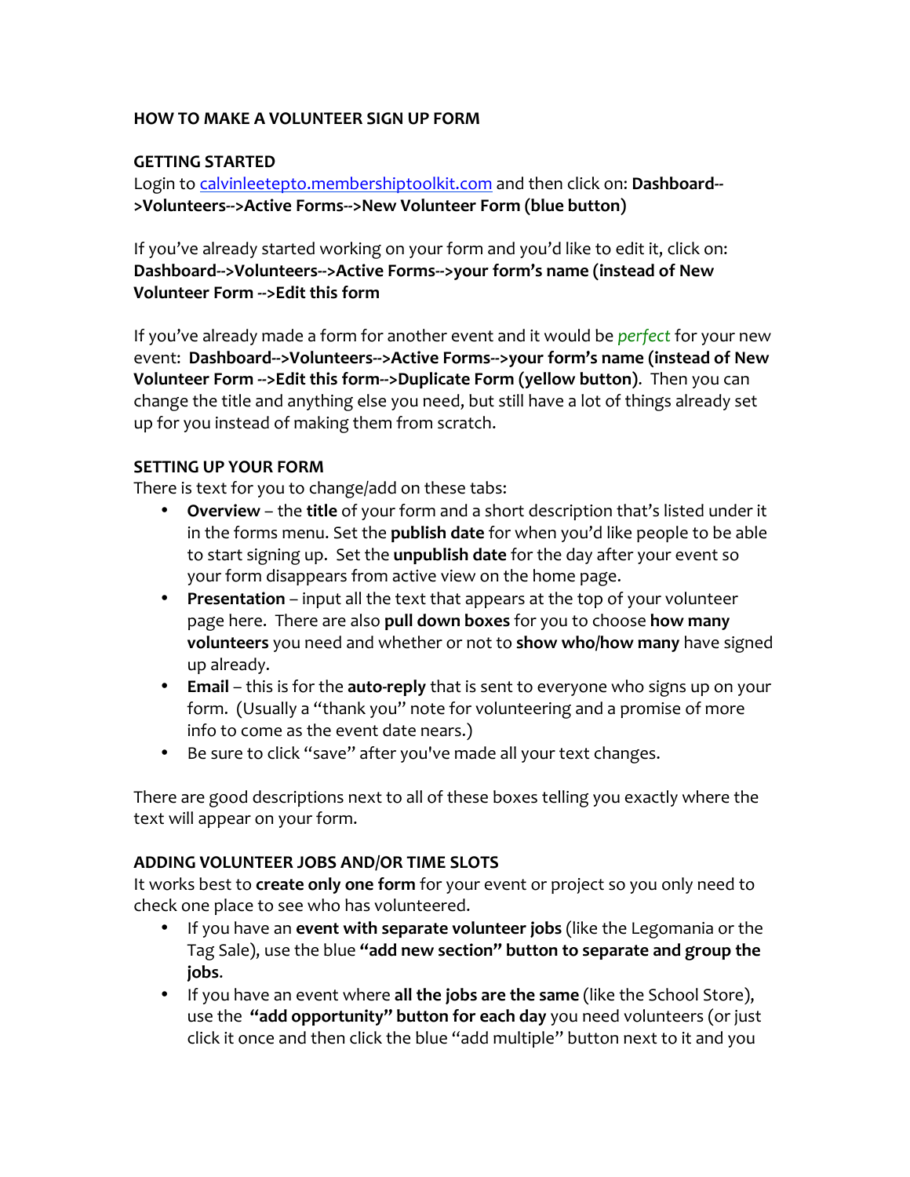**HOW TO MAKE A VOLUNTEER SIGN UP FORM**

**GETTING STARTED**

Login to [calvinleetepto.membershiptoolkit.com](calvinleetepto.membershiptoolkit.com) and then click on: **Dashboard-->Volunteers-->Active Forms-->New Volunteer Form (blue button)**

If you've already started working on your form and you'd like to edit it, click on: **Dashboard-->Volunteers-->Active Forms-->your form's name (instead of New Volunteer Form -->Edit this form**

If you've already made a form for another event and it would be *perfect* for your new event: **Dashboard-->Volunteers-->Active Forms-->your form's name (instead of New Volunteer Form -->Edit this form-->Duplicate Form (yellow button)**. Then you can change the title and anything else you need, but still have a lot of things already set up for you instead of making them from scratch.

**SETTING UP YOUR FORM**

There is text for you to change/add on these tabs:

- **Overview** – the **title** of your form and a short description that's listed under it in the forms menu. Set the **publish date** for when you'd like people to be able to start signing up. Set the **unpublish date** for the day after your event so your form disappears from active view on the home page.
- **Presentation** – input all the text that appears at the top of your volunteer page here. There are also **pull down boxes** for you to choose **how many volunteers** you need and whether or not to **show who/how many** have signed up already.
- **Email** – this is for the **auto-reply** that is sent to everyone who signs up on your form. (Usually a "thank you" note for volunteering and a promise of more info to come as the event date nears.)
- Be sure to click "save" after you've made all your text changes.

There are good descriptions next to all of these boxes telling you exactly where the text will appear on your form.

**ADDING VOLUNTEER JOBS AND/OR TIME SLOTS**

It works best to **create only one form** for your event or project so you only need to check one place to see who has volunteered.

- If you have an **event with separate volunteer jobs** (like the Legomania or the Tag Sale), use the blue **"add new section" button to separate and group the jobs**.
- If you have an event where **all the jobs are the same** (like the School Store), use the **"add opportunity" button for each day** you need volunteers (or just click it once and then click the blue "add multiple" button next to it and you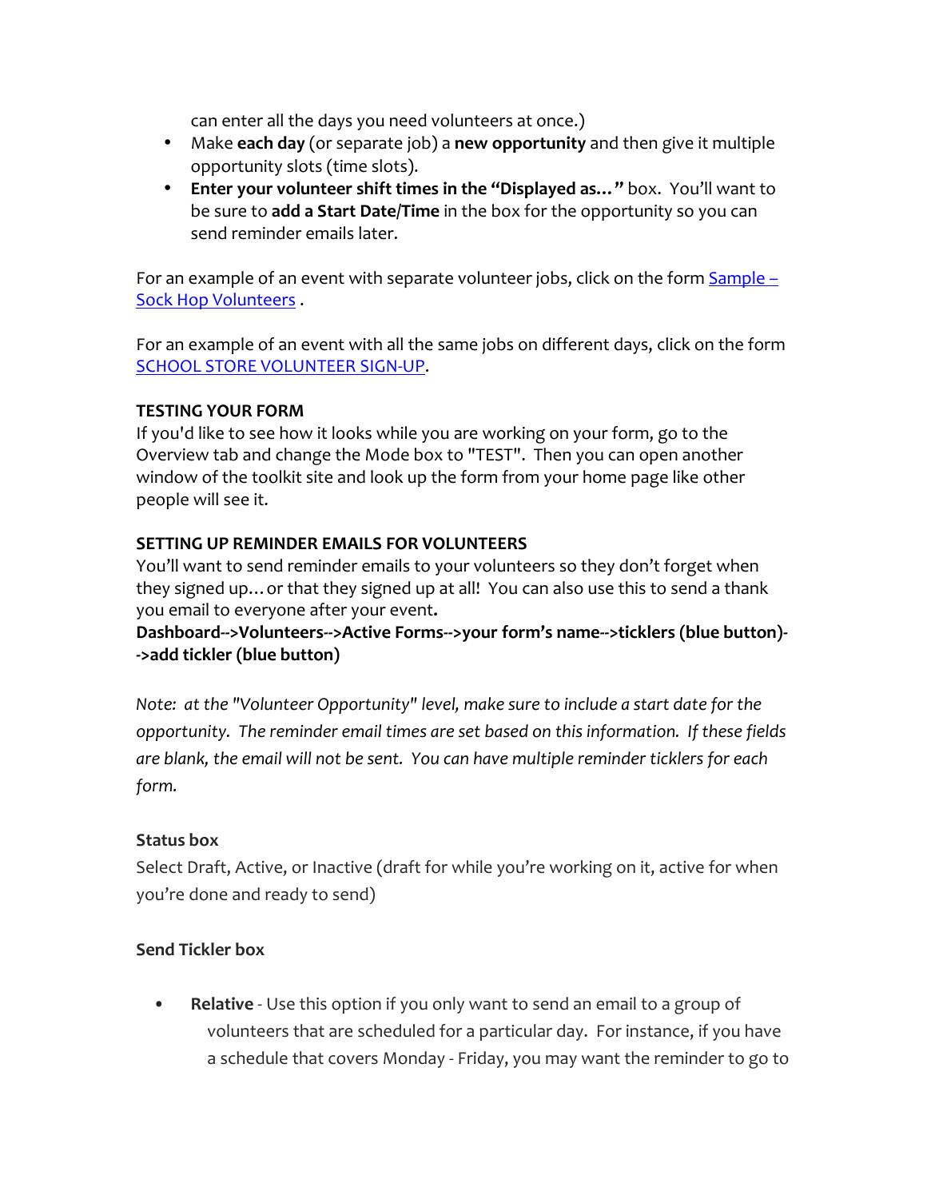can enter all the days you need volunteers at once.)

- Make **each day** (or separate job) a **new opportunity** and then give it multiple opportunity slots (time slots).
- **Enter your volunteer shift times in the "Displayed as…"** box. You'll want to be sure to **add a Start Date/Time** in the box for the opportunity so you can send reminder emails later.

For an example of an event with separate volunteer jobs, click on the form [Sample – Sock Hop Volunteers](#) .

For an example of an event with all the same jobs on different days, click on the form [SCHOOL STORE VOLUNTEER SIGN-UP](#).

**TESTING YOUR FORM**

If you'd like to see how it looks while you are working on your form, go to the Overview tab and change the Mode box to "TEST". Then you can open another window of the toolkit site and look up the form from your home page like other people will see it.

**SETTING UP REMINDER EMAILS FOR VOLUNTEERS**

You'll want to send reminder emails to your volunteers so they don't forget when they signed up… or that they signed up at all! You can also use this to send a thank you email to everyone after your event.

**Dashboard-->Volunteers-->Active Forms-->your form's name-->ticklers (blue button)-->add tickler (blue button)**

*Note: at the "Volunteer Opportunity" level, make sure to include a start date for the opportunity. The reminder email times are set based on this information. If these fields are blank, the email will not be sent. You can have multiple reminder ticklers for each form.*

**Status box**

Select Draft, Active, or Inactive (draft for while you're working on it, active for when you're done and ready to send)

**Send Tickler box**

- **Relative** - Use this option if you only want to send an email to a group of volunteers that are scheduled for a particular day. For instance, if you have a schedule that covers Monday - Friday, you may want the reminder to go to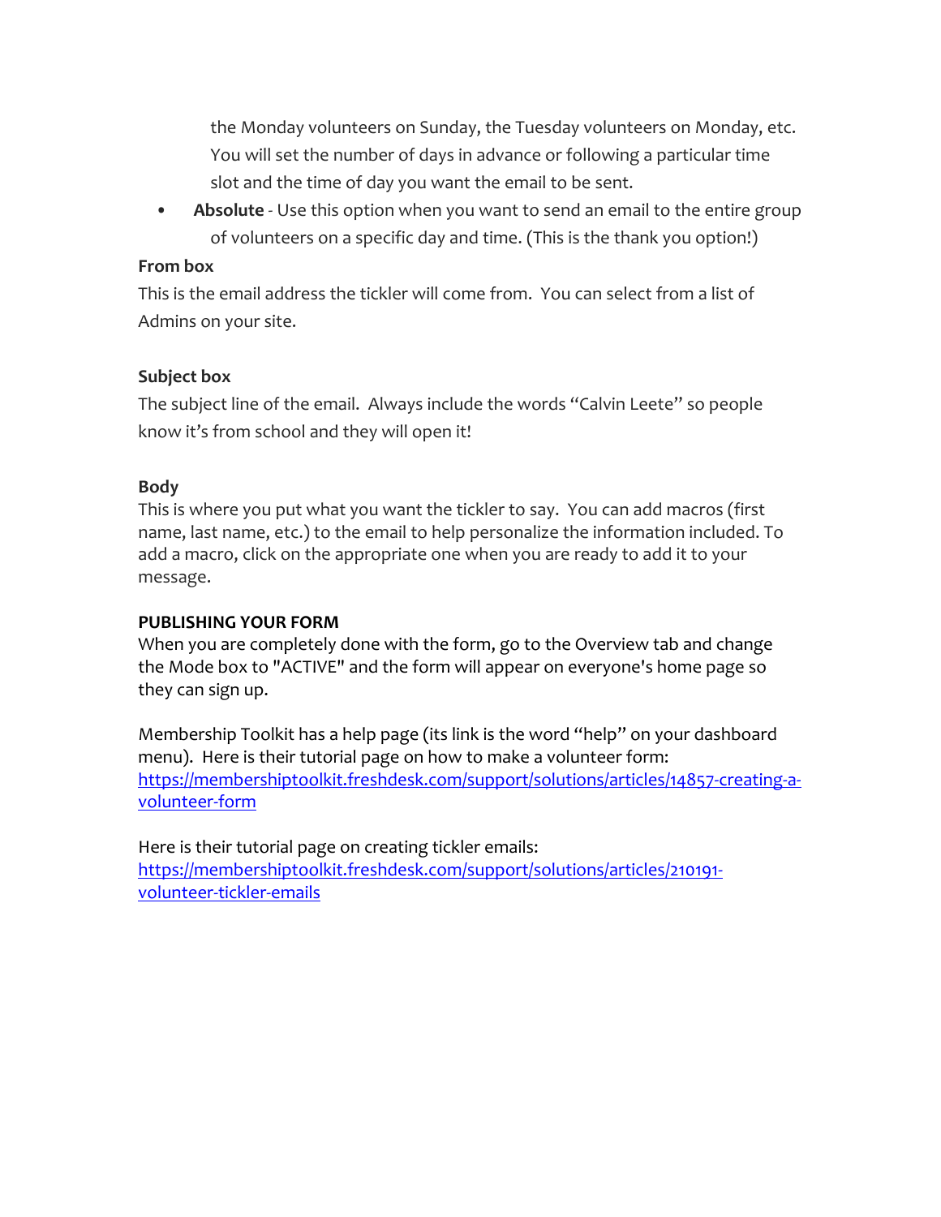the Monday volunteers on Sunday, the Tuesday volunteers on Monday, etc. You will set the number of days in advance or following a particular time slot and the time of day you want the email to be sent.

- **Absolute** - Use this option when you want to send an email to the entire group of volunteers on a specific day and time. (This is the thank you option!)

**From box**

This is the email address the tickler will come from. You can select from a list of Admins on your site.

**Subject box**

The subject line of the email. Always include the words "Calvin Leete" so people know it's from school and they will open it!

**Body**

This is where you put what you want the tickler to say. You can add macros (first name, last name, etc.) to the email to help personalize the information included. To add a macro, click on the appropriate one when you are ready to add it to your message.

**PUBLISHING YOUR FORM**

When you are completely done with the form, go to the Overview tab and change the Mode box to "ACTIVE" and the form will appear on everyone's home page so they can sign up.

Membership Toolkit has a help page (its link is the word "help" on your dashboard menu). Here is their tutorial page on how to make a volunteer form: [https://membershiptoolkit.freshdesk.com/support/solutions/articles/14857-creating-a-volunteer-form](https://membershiptoolkit.freshdesk.com/support/solutions/articles/14857-creating-a-volunteer-form)

Here is their tutorial page on creating tickler emails: [https://membershiptoolkit.freshdesk.com/support/solutions/articles/210191-volunteer-tickler-emails](https://membershiptoolkit.freshdesk.com/support/solutions/articles/210191-volunteer-tickler-emails)